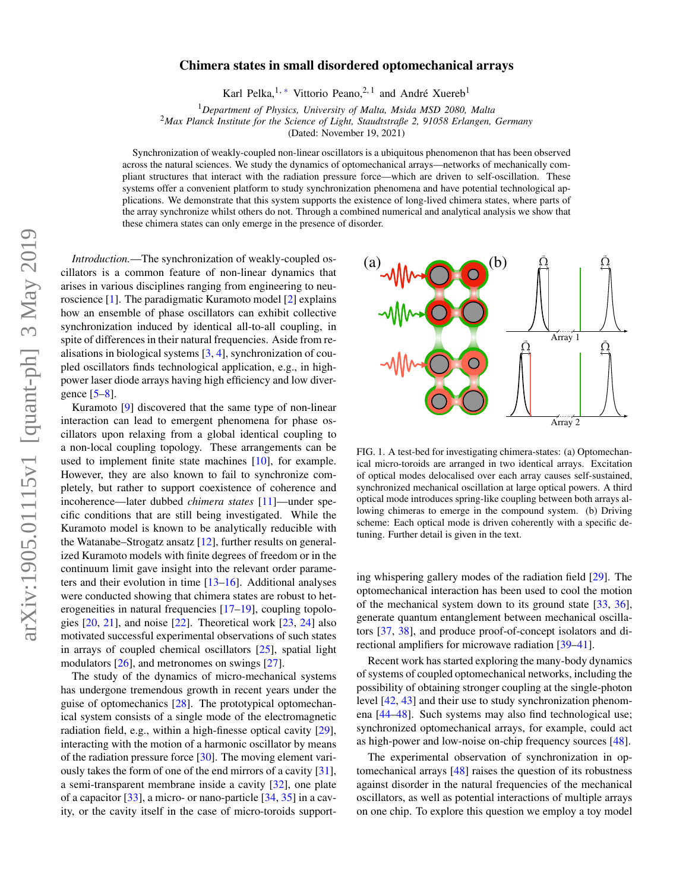# Chimera states in small disordered optomechanical arrays

Karl Pelka,[1,*] Vittorio Peano,[2,1] and André Xuereb[1]

[1]*Department of Physics, University of Malta, Msida MSD 2080, Malta*
[2]*Max Planck Institute for the Science of Light, Staudtstraße 2, 91058 Erlangen, Germany*
(Dated: November 19, 2021)

Synchronization of weakly-coupled non-linear oscillators is a ubiquitous phenomenon that has been observed across the natural sciences. We study the dynamics of optomechanical arrays—networks of mechanically compliant structures that interact with the radiation pressure force—which are driven to self-oscillation. These systems offer a convenient platform to study synchronization phenomena and have potential technological applications. We demonstrate that this system supports the existence of long-lived chimera states, where parts of the array synchronize whilst others do not. Through a combined numerical and analytical analysis we show that these chimera states can only emerge in the presence of disorder.

*Introduction.*—The synchronization of weakly-coupled oscillators is a common feature of non-linear dynamics that arises in various disciplines ranging from engineering to neuroscience [1]. The paradigmatic Kuramoto model [2] explains how an ensemble of phase oscillators can exhibit collective synchronization induced by identical all-to-all coupling, in spite of differences in their natural frequencies. Aside from realisations in biological systems [3, 4], synchronization of coupled oscillators finds technological application, e.g., in high-power laser diode arrays having high efficiency and low divergence [5–8].

Kuramoto [9] discovered that the same type of non-linear interaction can lead to emergent phenomena for phase oscillators upon relaxing from a global identical coupling to a non-local coupling topology. These arrangements can be used to implement finite state machines [10], for example. However, they are also known to fail to synchronize completely, but rather to support coexistence of coherence and incoherence—later dubbed *chimera states* [11]—under specific conditions that are still being investigated. While the Kuramoto model is known to be analytically reducible with the Watanabe–Strogatz ansatz [12], further results on generalized Kuramoto models with finite degrees of freedom or in the continuum limit gave insight into the relevant order parameters and their evolution in time [13–16]. Additional analyses were conducted showing that chimera states are robust to heterogeneities in natural frequencies [17–19], coupling topologies [20, 21], and noise [22]. Theoretical work [23, 24] also motivated successful experimental observations of such states in arrays of coupled chemical oscillators [25], spatial light modulators [26], and metronomes on swings [27].

The study of the dynamics of micro-mechanical systems has undergone tremendous growth in recent years under the guise of optomechanics [28]. The prototypical optomechanical system consists of a single mode of the electromagnetic radiation field, e.g., within a high-finesse optical cavity [29], interacting with the motion of a harmonic oscillator by means of the radiation pressure force [30]. The moving element variously takes the form of one of the end mirrors of a cavity [31], a semi-transparent membrane inside a cavity [32], one plate of a capacitor [33], a micro- or nano-particle [34, 35] in a cavity, or the cavity itself in the case of micro-toroids supporting whispering gallery modes of the radiation field [29]. The optomechanical interaction has been used to cool the motion of the mechanical system down to its ground state [33, 36], generate quantum entanglement between mechanical oscillators [37, 38], and produce proof-of-concept isolators and directional amplifiers for microwave radiation [39–41].

FIG. 1. A test-bed for investigating chimera-states: (a) Optomechanical micro-toroids are arranged in two identical arrays. Excitation of optical modes delocalised over each array causes self-sustained, synchronized mechanical oscillation at large optical powers. A third optical mode introduces spring-like coupling between both arrays allowing chimeras to emerge in the compound system. (b) Driving scheme: Each optical mode is driven coherently with a specific detuning. Further detail is given in the text.

Recent work has started exploring the many-body dynamics of systems of coupled optomechanical networks, including the possibility of obtaining stronger coupling at the single-photon level [42, 43] and their use to study synchronization phenomena [44–48]. Such systems may also find technological use; synchronized optomechanical arrays, for example, could act as high-power and low-noise on-chip frequency sources [48].

The experimental observation of synchronization in optomechanical arrays [48] raises the question of its robustness against disorder in the natural frequencies of the mechanical oscillators, as well as potential interactions of multiple arrays on one chip. To explore this question we employ a toy model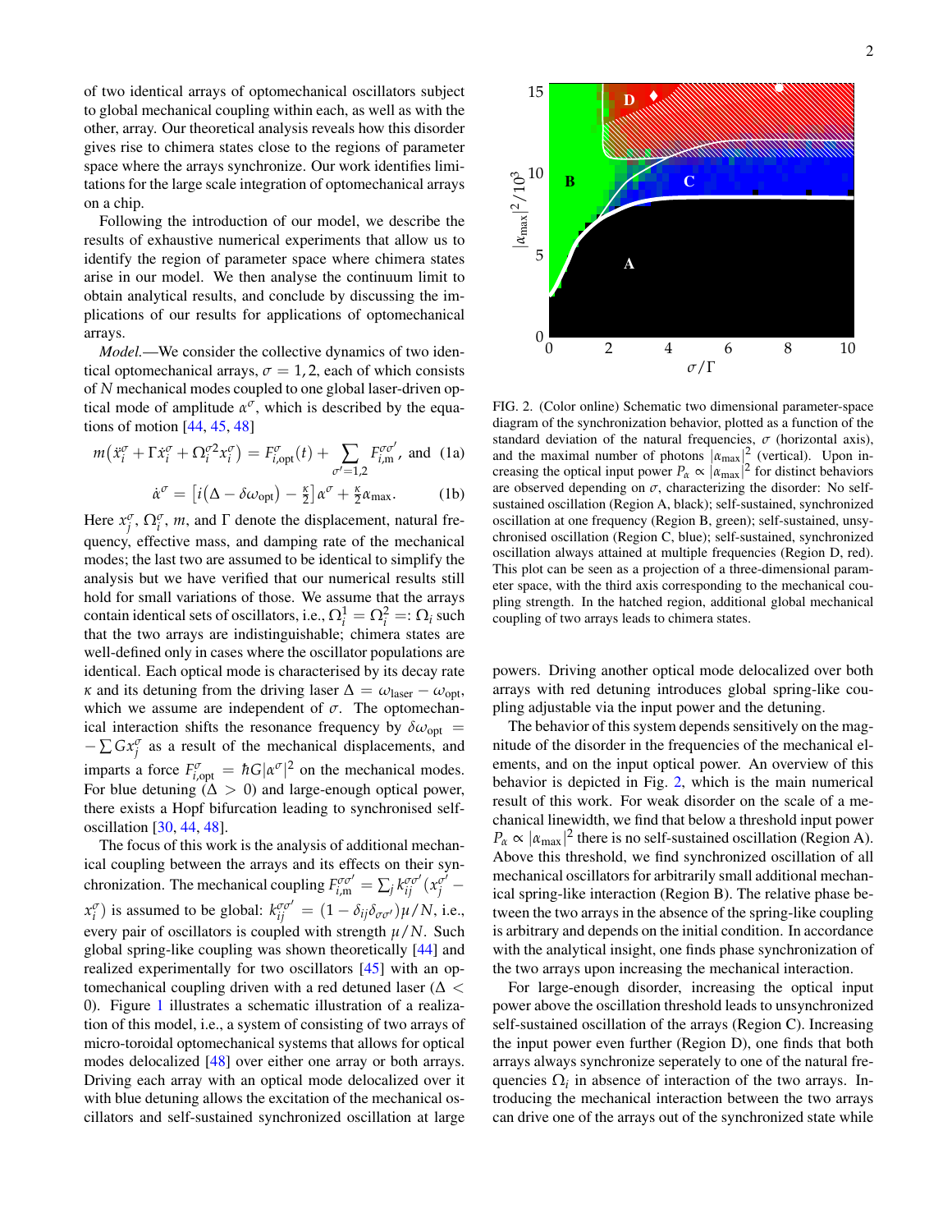of two identical arrays of optomechanical oscillators subject to global mechanical coupling within each, as well as with the other, array. Our theoretical analysis reveals how this disorder gives rise to chimera states close to the regions of parameter space where the arrays synchronize. Our work identifies limitations for the large scale integration of optomechanical arrays on a chip.

Following the introduction of our model, we describe the results of exhaustive numerical experiments that allow us to identify the region of parameter space where chimera states arise in our model. We then analyse the continuum limit to obtain analytical results, and conclude by discussing the implications of our results for applications of optomechanical arrays.

*Model.*—We consider the collective dynamics of two identical optomechanical arrays, $\sigma = 1, 2$, each of which consists of $N$ mechanical modes coupled to one global laser-driven optical mode of amplitude $\alpha^\sigma$, which is described by the equations of motion [44, 45, 48]

$$m\left(\ddot{x}_i^\sigma + \Gamma \dot{x}_i^\sigma + \Omega_i^{\sigma 2} x_i^\sigma\right) = F_{i,\mathrm{opt}}^\sigma(t) + \sum_{\sigma'=1,2} F_{i,\mathrm{m}}^{\sigma\sigma'}, \text{ and} \tag{1a}$$

$$\dot{\alpha}^\sigma = \left[i\left(\Delta - \delta\omega_{\mathrm{opt}}\right) - \tfrac{\kappa}{2}\right]\alpha^\sigma + \tfrac{\kappa}{2}\alpha_{\max}. \tag{1b}$$

Here $x_j^\sigma$, $\Omega_i^\sigma$, $m$, and $\Gamma$ denote the displacement, natural frequency, effective mass, and damping rate of the mechanical modes; the last two are assumed to be identical to simplify the analysis but we have verified that our numerical results still hold for small variations of those. We assume that the arrays contain identical sets of oscillators, i.e., $\Omega_i^1 = \Omega_i^2 =: \Omega_i$ such that the two arrays are indistinguishable; chimera states are well-defined only in cases where the oscillator populations are identical. Each optical mode is characterised by its decay rate $\kappa$ and its detuning from the driving laser $\Delta = \omega_{\mathrm{laser}} - \omega_{\mathrm{opt}}$, which we assume are independent of $\sigma$. The optomechanical interaction shifts the resonance frequency by $\delta\omega_{\mathrm{opt}} = -\sum G x_i^\sigma$ as a result of the mechanical displacements, and imparts a force $F_{i,\mathrm{opt}}^\sigma = \hbar G|\alpha^\sigma|^2$ on the mechanical modes. For blue detuning ($\Delta > 0$) and large-enough optical power, there exists a Hopf bifurcation leading to synchronised self-oscillation [30, 44, 48].

The focus of this work is the analysis of additional mechanical coupling between the arrays and its effects on their synchronization. The mechanical coupling $F_{i,\mathrm{m}}^{\sigma\sigma'} = \sum_j k_{ij}^{\sigma\sigma'}(x_j^{\sigma'} - x_i^\sigma)$ is assumed to be global: $k_{ij}^{\sigma\sigma'} = (1 - \delta_{ij}\delta_{\sigma\sigma'})\mu/N$, i.e., every pair of oscillators is coupled with strength $\mu/N$. Such global spring-like coupling was shown theoretically [44] and realized experimentally for two oscillators [45] with an optomechanical coupling driven with a red detuned laser ($\Delta < 0$). Figure 1 illustrates a schematic illustration of a realization of this model, i.e., a system of consisting of two arrays of micro-toroidal optomechanical systems that allows for optical modes delocalized [48] over either one array or both arrays. Driving each array with an optical mode delocalized over it with blue detuning allows the excitation of the mechanical oscillators and self-sustained synchronized oscillation at large powers. Driving another optical mode delocalized over both arrays with red detuning introduces global spring-like coupling adjustable via the input power and the detuning.

FIG. 2. (Color online) Schematic two dimensional parameter-space diagram of the synchronization behavior, plotted as a function of the standard deviation of the natural frequencies, $\sigma$ (horizontal axis), and the maximal number of photons $|\alpha_{\max}|^2$ (vertical). Upon increasing the optical input power $P_\alpha \propto |\alpha_{\max}|^2$ for distinct behaviors are observed depending on $\sigma$, characterizing the disorder: No self-sustained oscillation (Region A, black); self-sustained, synchronized oscillation at one frequency (Region B, green); self-sustained, unsynchronised oscillation (Region C, blue); self-sustained, synchronized oscillation always attained at multiple frequencies (Region D, red). This plot can be seen as a projection of a three-dimensional parameter space, with the third axis corresponding to the mechanical coupling strength. In the hatched region, additional global mechanical coupling of two arrays leads to chimera states.

The behavior of this system depends sensitively on the magnitude of the disorder in the frequencies of the mechanical elements, and on the input optical power. An overview of this behavior is depicted in Fig. 2, which is the main numerical result of this work. For weak disorder on the scale of a mechanical linewidth, we find that below a threshold input power $P_\alpha \propto |\alpha_{\max}|^2$ there is no self-sustained oscillation (Region A). Above this threshold, we find synchronized oscillation of all mechanical oscillators for arbitrarily small additional mechanical spring-like interaction (Region B). The relative phase between the two arrays in the absence of the spring-like coupling is arbitrary and depends on the initial condition. In accordance with the analytical insight, one finds phase synchronization of the two arrays upon increasing the mechanical interaction.

For large-enough disorder, increasing the optical input power above the oscillation threshold leads to unsynchronized self-sustained oscillation of the arrays (Region C). Increasing the input power even further (Region D), one finds that both arrays always synchronize seperately to one of the natural frequencies $\Omega_i$ in absence of interaction of the two arrays. Introducing the mechanical interaction between the two arrays can drive one of the arrays out of the synchronized state while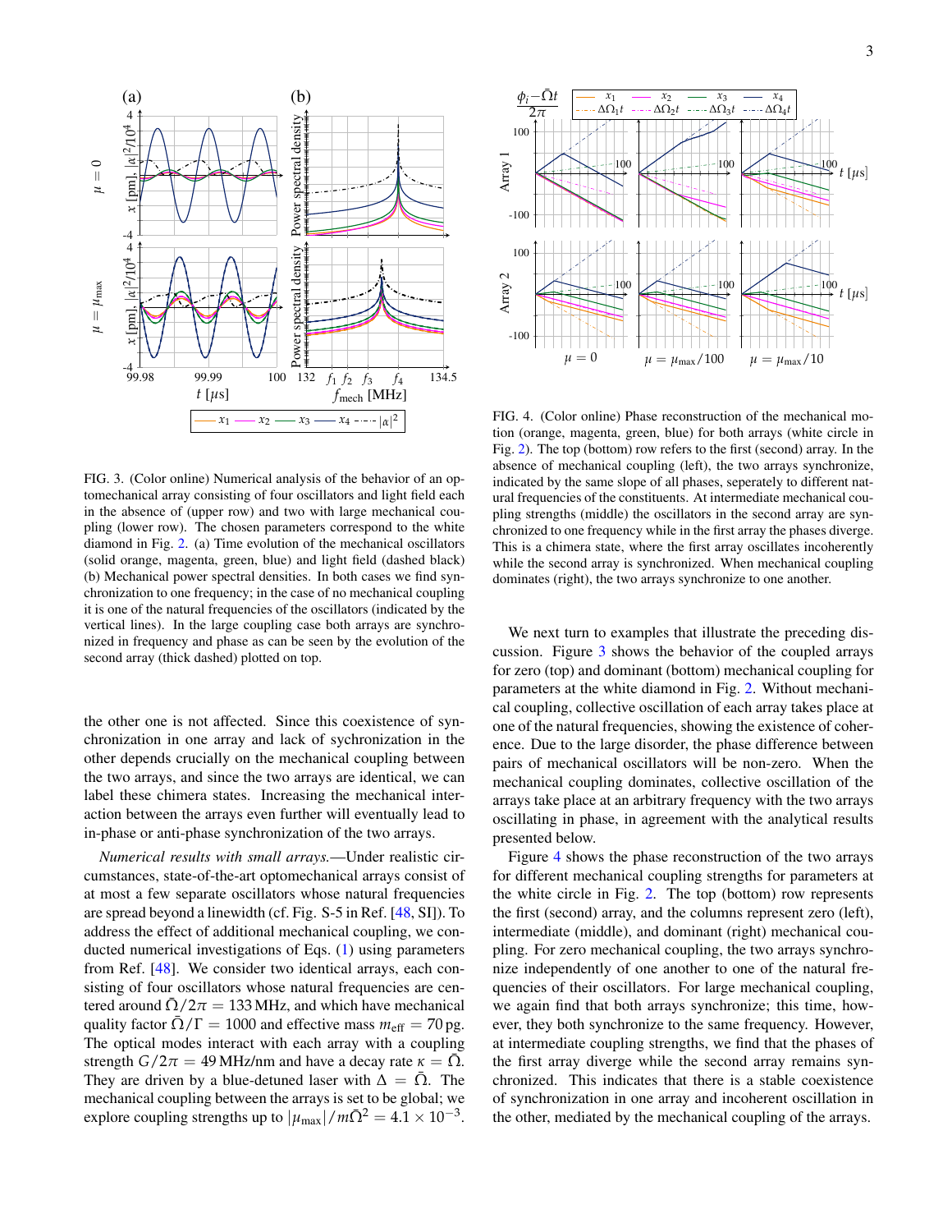FIG. 3. (Color online) Numerical analysis of the behavior of an optomechanical array consisting of four oscillators and light field each in the absence of (upper row) and two with large mechanical coupling (lower row). The chosen parameters correspond to the white diamond in Fig. 2. (a) Time evolution of the mechanical oscillators (solid orange, magenta, green, blue) and light field (dashed black) (b) Mechanical power spectral densities. In both cases we find synchronization to one frequency; in the case of no mechanical coupling it is one of the natural frequencies of the oscillators (indicated by the vertical lines). In the large coupling case both arrays are synchronized in frequency and phase as can be seen by the evolution of the second array (thick dashed) plotted on top.

FIG. 4. (Color online) Phase reconstruction of the mechanical motion (orange, magenta, green, blue) for both arrays (white circle in Fig. 2). The top (bottom) row refers to the first (second) array. In the absence of mechanical coupling (left), the two arrays synchronize, indicated by the same slope of all phases, seperately to different natural frequencies of the constituents. At intermediate mechanical coupling strengths (middle) the oscillators in the second array are synchronized to one frequency while in the first array the phases diverge. This is a chimera state, where the first array oscillates incoherently while the second array is synchronized. When mechanical coupling dominates (right), the two arrays synchronize to one another.

the other one is not affected. Since this coexistence of synchronization in one array and lack of sychronization in the other depends crucially on the mechanical coupling between the two arrays, and since the two arrays are identical, we can label these chimera states. Increasing the mechanical interaction between the arrays even further will eventually lead to in-phase or anti-phase synchronization of the two arrays.

*Numerical results with small arrays.*—Under realistic circumstances, state-of-the-art optomechanical arrays consist of at most a few separate oscillators whose natural frequencies are spread beyond a linewidth (cf. Fig. S-5 in Ref. [48, SI]). To address the effect of additional mechanical coupling, we conducted numerical investigations of Eqs. (1) using parameters from Ref. [48]. We consider two identical arrays, each consisting of four oscillators whose natural frequencies are centered around $\bar{\Omega}/2\pi = 133\,\text{MHz}$, and which have mechanical quality factor $\bar{\Omega}/\Gamma = 1000$ and effective mass $m_{\text{eff}} = 70\,\text{pg}$. The optical modes interact with each array with a coupling strength $G/2\pi = 49\,\text{MHz/nm}$ and have a decay rate $\kappa = \bar{\Omega}$. They are driven by a blue-detuned laser with $\Delta = \bar{\Omega}$. The mechanical coupling between the arrays is set to be global; we explore coupling strengths up to $|\mu_{\max}|/m\bar{\Omega}^2 = 4.1 \times 10^{-3}$.

We next turn to examples that illustrate the preceding discussion. Figure 3 shows the behavior of the coupled arrays for zero (top) and dominant (bottom) mechanical coupling for parameters at the white diamond in Fig. 2. Without mechanical coupling, collective oscillation of each array takes place at one of the natural frequencies, showing the existence of coherence. Due to the large disorder, the phase difference between pairs of mechanical oscillators will be non-zero. When the mechanical coupling dominates, collective oscillation of the arrays take place at an arbitrary frequency with the two arrays oscillating in phase, in agreement with the analytical results presented below.

Figure 4 shows the phase reconstruction of the two arrays for different mechanical coupling strengths for parameters at the white circle in Fig. 2. The top (bottom) row represents the first (second) array, and the columns represent zero (left), intermediate (middle), and dominant (right) mechanical coupling. For zero mechanical coupling, the two arrays synchronize independently of one another to one of the natural frequencies of their oscillators. For large mechanical coupling, we again find that both arrays synchronize; this time, however, they both synchronize to the same frequency. However, at intermediate coupling strengths, we find that the phases of the first array diverge while the second array remains synchronized. This indicates that there is a stable coexistence of synchronization in one array and incoherent oscillation in the other, mediated by the mechanical coupling of the arrays.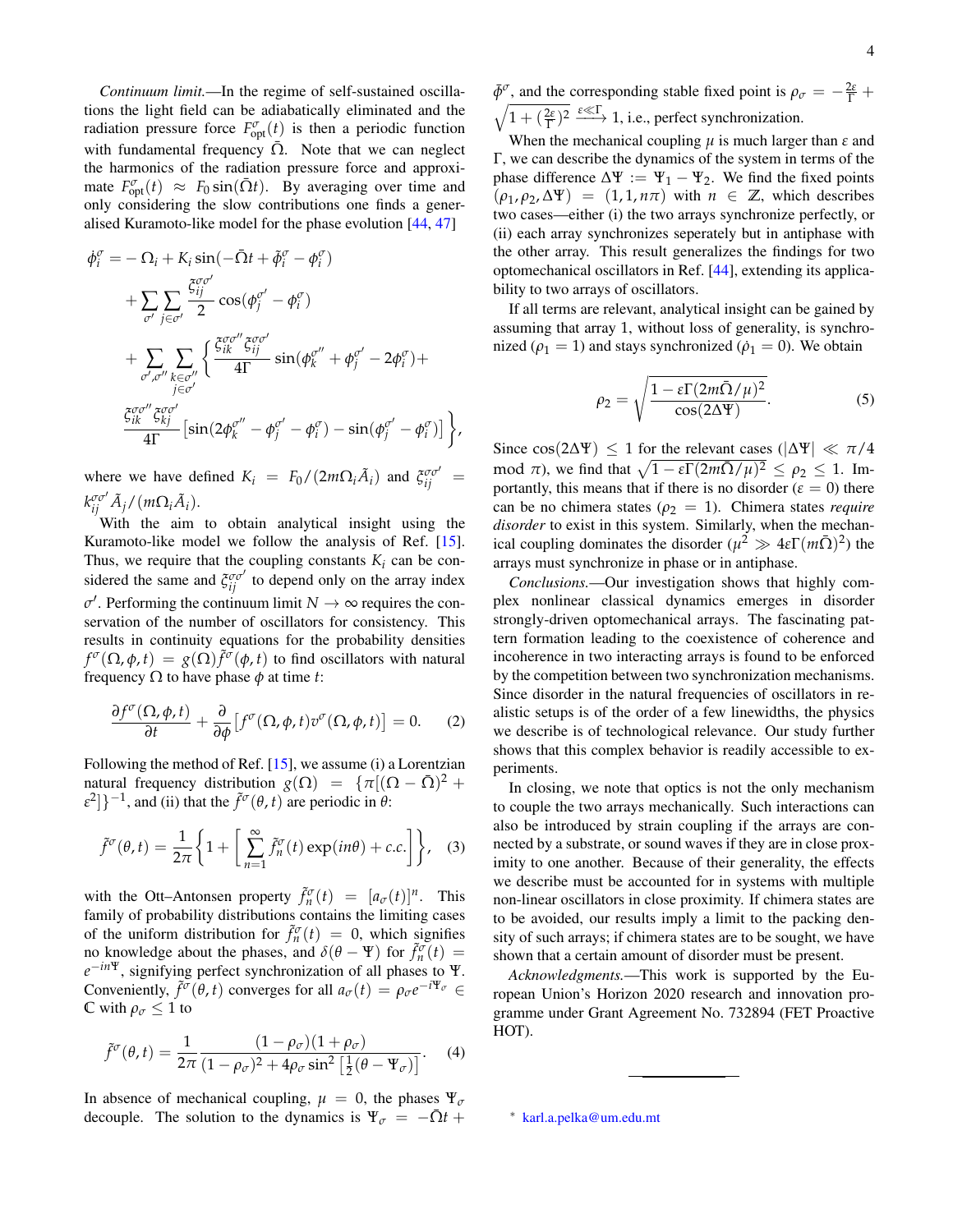*Continuum limit.*—In the regime of self-sustained oscillations the light field can be adiabatically eliminated and the radiation pressure force $F^{\sigma}_{\text{opt}}(t)$ is then a periodic function with fundamental frequency $\bar{\Omega}$. Note that we can neglect the harmonics of the radiation pressure force and approximate $F^{\sigma}_{\text{opt}}(t) \approx F_0 \sin(\bar{\Omega} t)$. By averaging over time and only considering the slow contributions one finds a generalised Kuramoto-like model for the phase evolution [44, 47]

$$
\begin{aligned}
\dot{\phi}^{\sigma}_i =& -\Omega_i + K_i \sin(-\bar{\Omega} t + \tilde{\phi}^{\sigma} - \phi^{\sigma}_i) \\
&+ \sum_{\sigma'} \sum_{j \in \sigma'} \frac{\xi^{\sigma\sigma'}_{ij}}{2} \cos(\phi^{\sigma'}_j - \phi^{\sigma}_i) \\
&+ \sum_{\sigma',\sigma''} \sum_{\substack{k \in \sigma'' \\ j \in \sigma'}} \Bigg\{ \frac{\xi^{\sigma\sigma''}_{ik} \xi^{\sigma\sigma'}_{ij}}{4\Gamma} \sin(\phi^{\sigma''}_k + \phi^{\sigma'}_j - 2\phi^{\sigma}_i) + \\
&\frac{\xi^{\sigma\sigma''}_{ik} \xi^{\sigma\sigma'}_{kj}}{4\Gamma} \left[ \sin(2\phi^{\sigma''}_k - \phi^{\sigma'}_j - \phi^{\sigma}_i) - \sin(\phi^{\sigma'}_j - \phi^{\sigma}_i) \right] \Bigg\},
\end{aligned}
$$

where we have defined $K_i = F_0/(2m\Omega_i \tilde{A}_i)$ and $\xi^{\sigma\sigma'}_{ij} = k^{\sigma\sigma'}_{ij} \tilde{A}_j/(m\Omega_i \tilde{A}_i)$.

With the aim to obtain analytical insight using the Kuramoto-like model we follow the analysis of Ref. [15]. Thus, we require that the coupling constants $K_i$ can be considered the same and $\xi^{\sigma\sigma'}_{ij}$ to depend only on the array index $\sigma'$. Performing the continuum limit $N \to \infty$ requires the conservation of the number of oscillators for consistency. This results in continuity equations for the probability densities $f^{\sigma}(\Omega, \phi, t) = g(\Omega)\tilde{f}^{\sigma}(\phi, t)$ to find oscillators with natural frequency $\Omega$ to have phase $\phi$ at time $t$:

$$
\frac{\partial f^{\sigma}(\Omega, \phi, t)}{\partial t} + \frac{\partial}{\partial \phi}\left[ f^{\sigma}(\Omega, \phi, t) v^{\sigma}(\Omega, \phi, t) \right] = 0. \quad (2)
$$

Following the method of Ref. [15], we assume (i) a Lorentzian natural frequency distribution $g(\Omega) = \{\pi[(\Omega - \bar{\Omega})^2 + \varepsilon^2]\}^{-1}$, and (ii) that the $\tilde{f}^{\sigma}(\theta, t)$ are periodic in $\theta$:

$$
\tilde{f}^{\sigma}(\theta, t) = \frac{1}{2\pi}\left\{ 1 + \left[ \sum_{n=1}^{\infty} \tilde{f}^{\sigma}_n(t) \exp(in\theta) + c.c. \right] \right\}, \quad (3)
$$

with the Ott–Antonsen property $\tilde{f}^{\sigma}_n(t) = [a_{\sigma}(t)]^n$. This family of probability distributions contains the limiting cases of the uniform distribution for $\tilde{f}^{\sigma}_n(t) = 0$, which signifies no knowledge about the phases, and $\delta(\theta - \Psi)$ for $\tilde{f}^{\sigma}_n(t) = e^{-in\Psi}$, signifying perfect synchronization of all phases to $\Psi$. Conveniently, $\tilde{f}^{\sigma}(\theta, t)$ converges for all $a_{\sigma}(t) = \rho_{\sigma} e^{-i\Psi_{\sigma}} \in \mathbb{C}$ with $\rho_{\sigma} \le 1$ to

$$
\tilde{f}^{\sigma}(\theta, t) = \frac{1}{2\pi} \frac{(1 - \rho_{\sigma})(1 + \rho_{\sigma})}{(1 - \rho_{\sigma})^2 + 4\rho_{\sigma} \sin^2\left[\frac{1}{2}(\theta - \Psi_{\sigma})\right]}. \quad (4)
$$

In absence of mechanical coupling, $\mu = 0$, the phases $\Psi_{\sigma}$ decouple. The solution to the dynamics is $\Psi_{\sigma} = -\bar{\Omega} t + \tilde{\phi}^{\sigma}$, and the corresponding stable fixed point is $\rho_{\sigma} = -\frac{2\varepsilon}{\Gamma} + \sqrt{1 + (\frac{2\varepsilon}{\Gamma})^2} \xrightarrow{\varepsilon \ll \Gamma} 1$, i.e., perfect synchronization.

When the mechanical coupling $\mu$ is much larger than $\varepsilon$ and $\Gamma$, we can describe the dynamics of the system in terms of the phase difference $\Delta\Psi := \Psi_1 - \Psi_2$. We find the fixed points $(\rho_1, \rho_2, \Delta\Psi) = (1, 1, n\pi)$ with $n \in \mathbb{Z}$, which describes two cases—either (i) the two arrays synchronize perfectly, or (ii) each array synchronizes seperately but in antiphase with the other array. This result generalizes the findings for two optomechanical oscillators in Ref. [44], extending its applicability to two arrays of oscillators.

If all terms are relevant, analytical insight can be gained by assuming that array 1, without loss of generality, is synchronized ($\rho_1 = 1$) and stays synchronized ($\dot{\rho}_1 = 0$). We obtain

$$
\rho_2 = \sqrt{\frac{1 - \varepsilon\Gamma(2m\bar{\Omega}/\mu)^2}{\cos(2\Delta\Psi)}}. \quad (5)
$$

Since $\cos(2\Delta\Psi) \le 1$ for the relevant cases ($|\Delta\Psi| \ll \pi/4 \mod \pi$), we find that $\sqrt{1 - \varepsilon\Gamma(2m\bar{\Omega}/\mu)^2} \le \rho_2 \le 1$. Importantly, this means that if there is no disorder ($\varepsilon = 0$) there can be no chimera states ($\rho_2 = 1$). Chimera states *require disorder* to exist in this system. Similarly, when the mechanical coupling dominates the disorder ($\mu^2 \gg 4\varepsilon\Gamma(m\bar{\Omega})^2$) the arrays must synchronize in phase or in antiphase.

*Conclusions.*—Our investigation shows that highly complex nonlinear classical dynamics emerges in disorder strongly-driven optomechanical arrays. The fascinating pattern formation leading to the coexistence of coherence and incoherence in two interacting arrays is found to be enforced by the competition between two synchronization mechanisms. Since disorder in the natural frequencies of oscillators in realistic setups is of the order of a few linewidths, the physics we describe is of technological relevance. Our study further shows that this complex behavior is readily accessible to experiments.

In closing, we note that optics is not the only mechanism to couple the two arrays mechanically. Such interactions can also be introduced by strain coupling if the arrays are connected by a substrate, or sound waves if they are in close proximity to one another. Because of their generality, the effects we describe must be accounted for in systems with multiple non-linear oscillators in close proximity. If chimera states are to be avoided, our results imply a limit to the packing density of such arrays; if chimera states are to be sought, we have shown that a certain amount of disorder must be present.

*Acknowledgments.*—This work is supported by the European Union's Horizon 2020 research and innovation programme under Grant Agreement No. 732894 (FET Proactive HOT).

---

* karl.a.pelka@um.edu.mt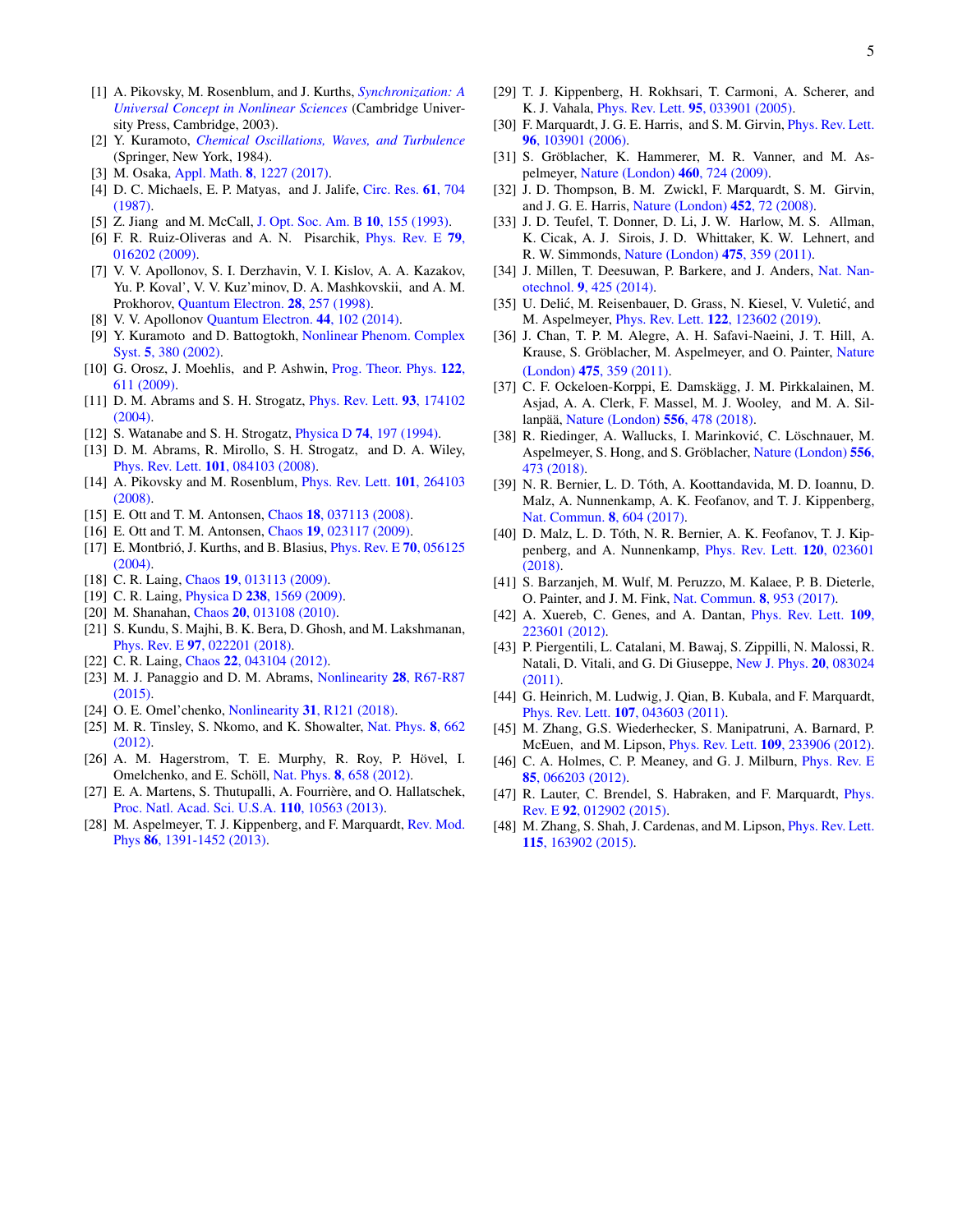[1] A. Pikovsky, M. Rosenblum, and J. Kurths, *Synchronization: A Universal Concept in Nonlinear Sciences* (Cambridge University Press, Cambridge, 2003).

[2] Y. Kuramoto, *Chemical Oscillations, Waves, and Turbulence* (Springer, New York, 1984).

[3] M. Osaka, Appl. Math. **8**, 1227 (2017).

[4] D. C. Michaels, E. P. Matyas, and J. Jalife, Circ. Res. **61**, 704 (1987).

[5] Z. Jiang and M. McCall, J. Opt. Soc. Am. B **10**, 155 (1993).

[6] F. R. Ruiz-Oliveras and A. N. Pisarchik, Phys. Rev. E **79**, 016202 (2009).

[7] V. V. Apollonov, S. I. Derzhavin, V. I. Kislov, A. A. Kazakov, Yu. P. Koval', V. V. Kuz'minov, D. A. Mashkovskii, and A. M. Prokhorov, Quantum Electron. **28**, 257 (1998).

[8] V. V. Apollonov Quantum Electron. **44**, 102 (2014).

[9] Y. Kuramoto and D. Battogtokh, Nonlinear Phenom. Complex Syst. **5**, 380 (2002).

[10] G. Orosz, J. Moehlis, and P. Ashwin, Prog. Theor. Phys. **122**, 611 (2009).

[11] D. M. Abrams and S. H. Strogatz, Phys. Rev. Lett. **93**, 174102 (2004).

[12] S. Watanabe and S. H. Strogatz, Physica D **74**, 197 (1994).

[13] D. M. Abrams, R. Mirollo, S. H. Strogatz, and D. A. Wiley, Phys. Rev. Lett. **101**, 084103 (2008).

[14] A. Pikovsky and M. Rosenblum, Phys. Rev. Lett. **101**, 264103 (2008).

[15] E. Ott and T. M. Antonsen, Chaos **18**, 037113 (2008).

[16] E. Ott and T. M. Antonsen, Chaos **19**, 023117 (2009).

[17] E. Montbrió, J. Kurths, and B. Blasius, Phys. Rev. E **70**, 056125 (2004).

[18] C. R. Laing, Chaos **19**, 013113 (2009).

[19] C. R. Laing, Physica D **238**, 1569 (2009).

[20] M. Shanahan, Chaos **20**, 013108 (2010).

[21] S. Kundu, S. Majhi, B. K. Bera, D. Ghosh, and M. Lakshmanan, Phys. Rev. E **97**, 022201 (2018).

[22] C. R. Laing, Chaos **22**, 043104 (2012).

[23] M. J. Panaggio and D. M. Abrams, Nonlinearity **28**, R67-R87 (2015).

[24] O. E. Omel'chenko, Nonlinearity **31**, R121 (2018).

[25] M. R. Tinsley, S. Nkomo, and K. Showalter, Nat. Phys. **8**, 662 (2012).

[26] A. M. Hagerstrom, T. E. Murphy, R. Roy, P. Hövel, I. Omelchenko, and E. Schöll, Nat. Phys. **8**, 658 (2012).

[27] E. A. Martens, S. Thutupalli, A. Fourrière, and O. Hallatschek, Proc. Natl. Acad. Sci. U.S.A. **110**, 10563 (2013).

[28] M. Aspelmeyer, T. J. Kippenberg, and F. Marquardt, Rev. Mod. Phys **86**, 1391-1452 (2013).

[29] T. J. Kippenberg, H. Rokhsari, T. Carmoni, A. Scherer, and K. J. Vahala, Phys. Rev. Lett. **95**, 033901 (2005).

[30] F. Marquardt, J. G. E. Harris, and S. M. Girvin, Phys. Rev. Lett. **96**, 103901 (2006).

[31] S. Gröblacher, K. Hammerer, M. R. Vanner, and M. Aspelmeyer, Nature (London) **460**, 724 (2009).

[32] J. D. Thompson, B. M. Zwickl, F. Marquardt, S. M. Girvin, and J. G. E. Harris, Nature (London) **452**, 72 (2008).

[33] J. D. Teufel, T. Donner, D. Li, J. W. Harlow, M. S. Allman, K. Cicak, A. J. Sirois, J. D. Whittaker, K. W. Lehnert, and R. W. Simmonds, Nature (London) **475**, 359 (2011).

[34] J. Millen, T. Deesuwan, P. Barkere, and J. Anders, Nat. Nanotechnol. **9**, 425 (2014).

[35] U. Delić, M. Reisenbauer, D. Grass, N. Kiesel, V. Vuletić, and M. Aspelmeyer, Phys. Rev. Lett. **122**, 123602 (2019).

[36] J. Chan, T. P. M. Alegre, A. H. Safavi-Naeini, J. T. Hill, A. Krause, S. Gröblacher, M. Aspelmeyer, and O. Painter, Nature (London) **475**, 359 (2011).

[37] C. F. Ockeloen-Korppi, E. Damskägg, J. M. Pirkkalainen, M. Asjad, A. A. Clerk, F. Massel, M. J. Wooley, and M. A. Sillanpää, Nature (London) **556**, 478 (2018).

[38] R. Riedinger, A. Wallucks, I. Marinković, C. Löschnauer, M. Aspelmeyer, S. Hong, and S. Gröblacher, Nature (London) **556**, 473 (2018).

[39] N. R. Bernier, L. D. Tóth, A. Koottandavida, M. D. Ioannu, D. Malz, A. Nunnenkamp, A. K. Feofanov, and T. J. Kippenberg, Nat. Commun. **8**, 604 (2017).

[40] D. Malz, L. D. Tóth, N. R. Bernier, A. K. Feofanov, T. J. Kippenberg, and A. Nunnenkamp, Phys. Rev. Lett. **120**, 023601 (2018).

[41] S. Barzanjeh, M. Wulf, M. Peruzzo, M. Kalaee, P. B. Dieterle, O. Painter, and J. M. Fink, Nat. Commun. **8**, 953 (2017).

[42] A. Xuereb, C. Genes, and A. Dantan, Phys. Rev. Lett. **109**, 223601 (2012).

[43] P. Piergentili, L. Catalani, M. Bawaj, S. Zippilli, N. Malossi, R. Natali, D. Vitali, and G. Di Giuseppe, New J. Phys. **20**, 083024 (2011).

[44] G. Heinrich, M. Ludwig, J. Qian, B. Kubala, and F. Marquardt, Phys. Rev. Lett. **107**, 043603 (2011).

[45] M. Zhang, G.S. Wiederhecker, S. Manipatruni, A. Barnard, P. McEuen, and M. Lipson, Phys. Rev. Lett. **109**, 233906 (2012).

[46] C. A. Holmes, C. P. Meaney, and G. J. Milburn, Phys. Rev. E **85**, 066203 (2012).

[47] R. Lauter, C. Brendel, S. Habraken, and F. Marquardt, Phys. Rev. E **92**, 012902 (2015).

[48] M. Zhang, S. Shah, J. Cardenas, and M. Lipson, Phys. Rev. Lett. **115**, 163902 (2015).